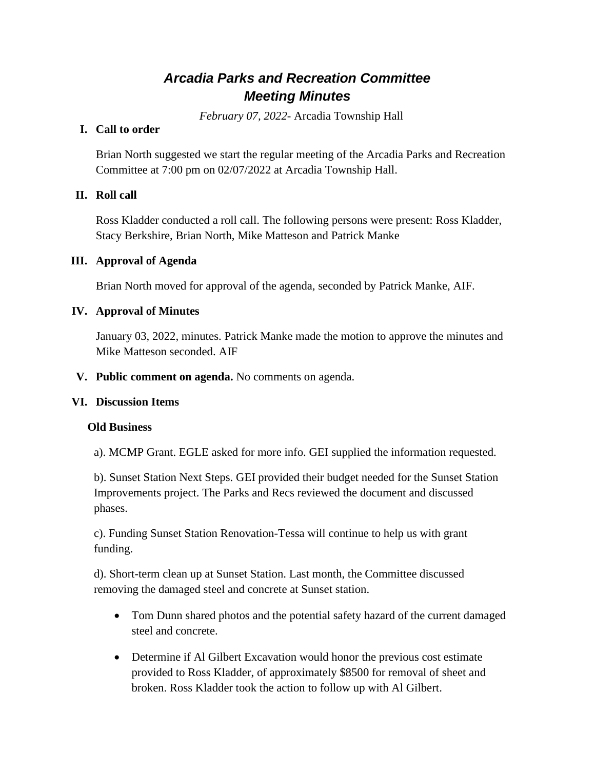# *Arcadia Parks and Recreation Committee Meeting Minutes*

*February 07, 2022-* Arcadia Township Hall

## I. Call to order

Brian North suggested we start the regular meeting of the Arcadia Parks and Recreation Committee at 7:00 pm on 02/07/2022 at Arcadia Township Hall.

## II. Roll call

Ross Kladder conducted a roll call. The following persons were present: Ross Kladder, Stacy Berkshire, Brian North, Mike Matteson and Patrick Manke

## III. Approval of Agenda

Brian North moved for approval of the agenda, seconded by Patrick Manke, AIF.

## IV. Approval of Minutes

January 03, 2022, minutes. Patrick Manke made the motion to approve the minutes and Mike Matteson seconded. AIF

## V. Public comment on agenda.

No comments on agenda.

## VI. Discussion Items

### Old Business

a). MCMP Grant. EGLE asked for more info. GEI supplied the information requested.

b). Sunset Station Next Steps. GEI provided their budget needed for the Sunset Station Improvements project. The Parks and Recs reviewed the document and discussed phases.

c). Funding Sunset Station Renovation-Tessa will continue to help us with grant funding.

d). Short-term clean up at Sunset Station. Last month, the Committee discussed removing the damaged steel and concrete at Sunset station.

- Tom Dunn shared photos and the potential safety hazard of the current damaged steel and concrete.
- Determine if Al Gilbert Excavation would honor the previous cost estimate provided to Ross Kladder, of approximately $8500 for removal of sheet and broken. Ross Kladder took the action to follow up with Al Gilbert.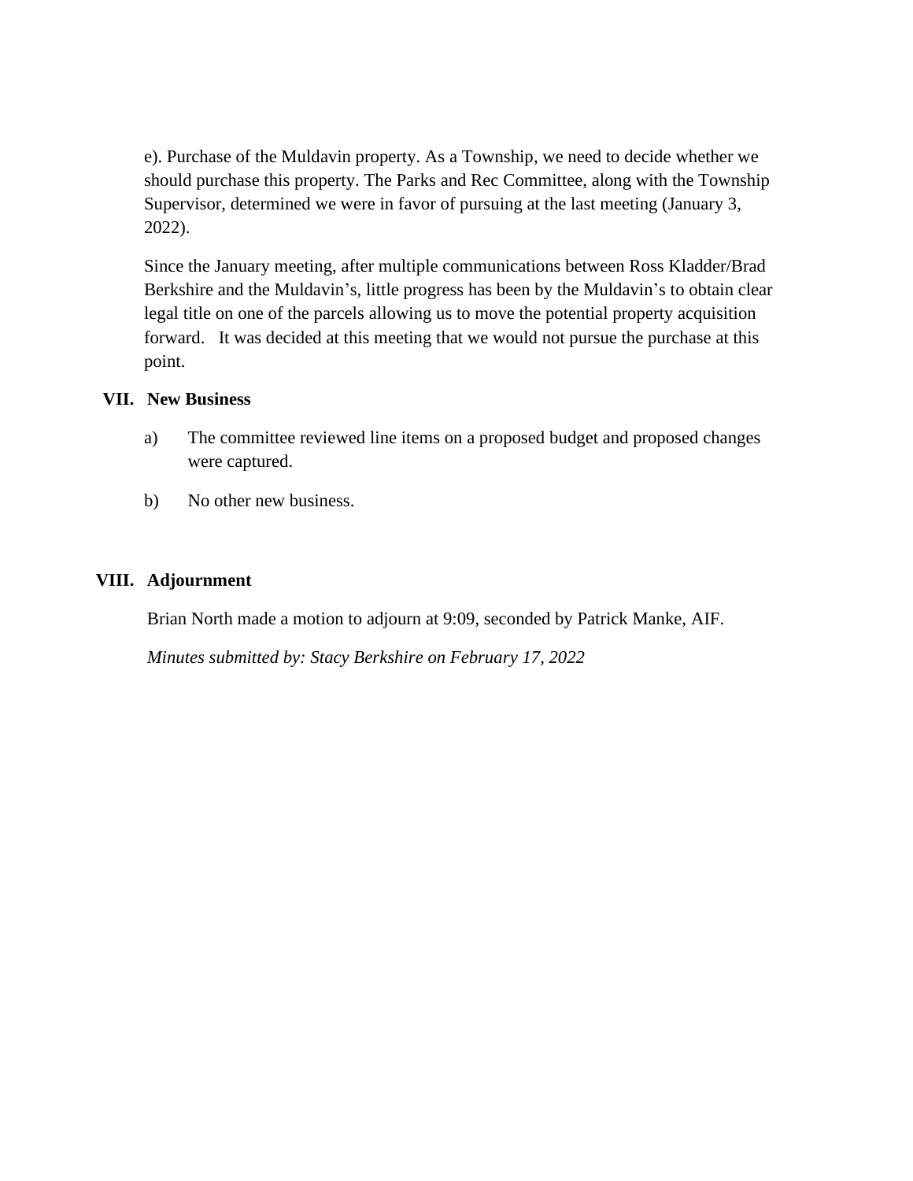e). Purchase of the Muldavin property. As a Township, we need to decide whether we should purchase this property. The Parks and Rec Committee, along with the Township Supervisor, determined we were in favor of pursuing at the last meeting (January 3, 2022).

Since the January meeting, after multiple communications between Ross Kladder/Brad Berkshire and the Muldavin's, little progress has been by the Muldavin's to obtain clear legal title on one of the parcels allowing us to move the potential property acquisition forward. It was decided at this meeting that we would not pursue the purchase at this point.

## VII. New Business

a) The committee reviewed line items on a proposed budget and proposed changes were captured.

b) No other new business.

## VIII. Adjournment

Brian North made a motion to adjourn at 9:09, seconded by Patrick Manke, AIF.

*Minutes submitted by: Stacy Berkshire on February 17, 2022*